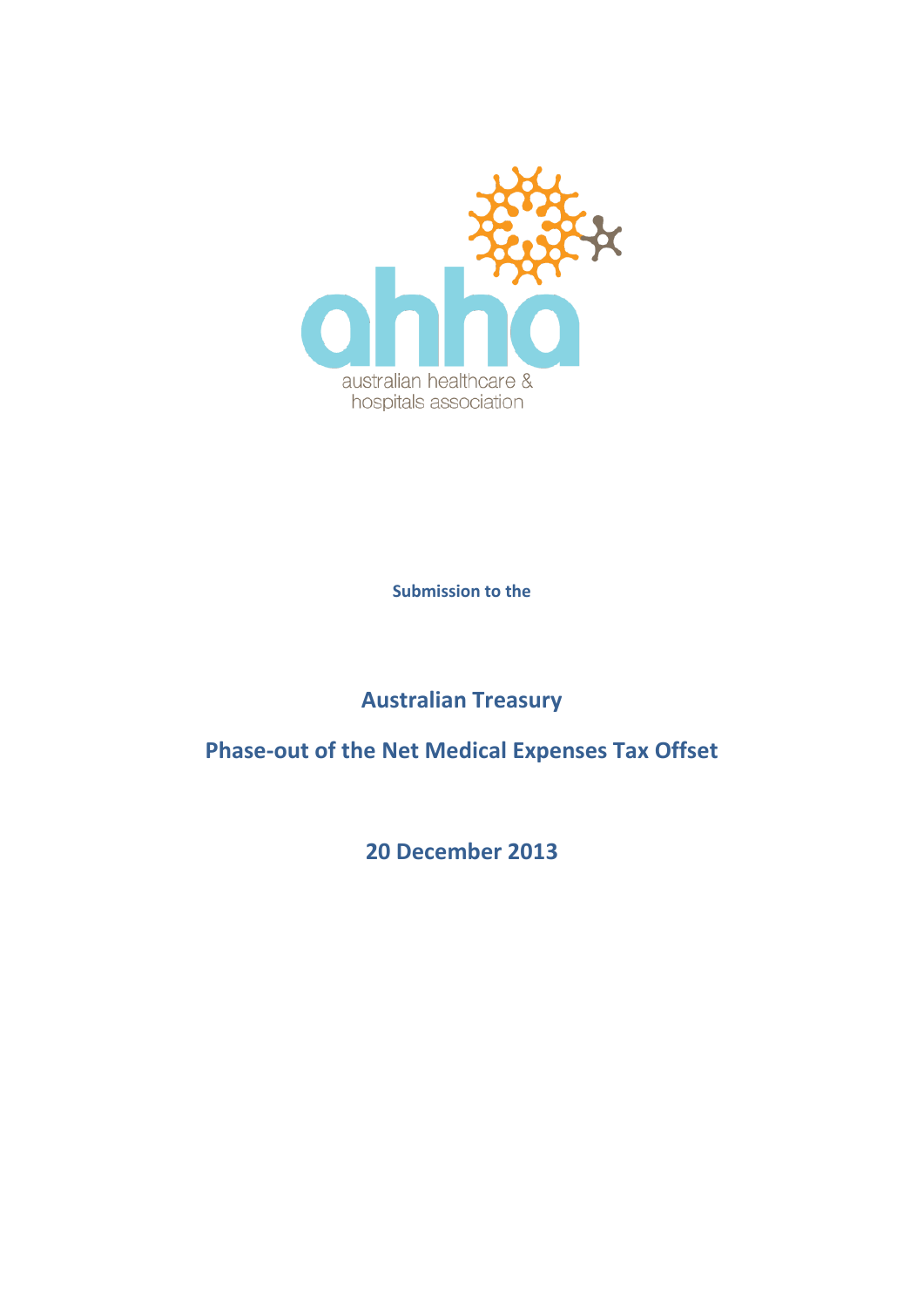australian healthcare & hospitals association

**Submission to the**

## Australian Treasury

## Phase-out of the Net Medical Expenses Tax Offset

## 20 December 2013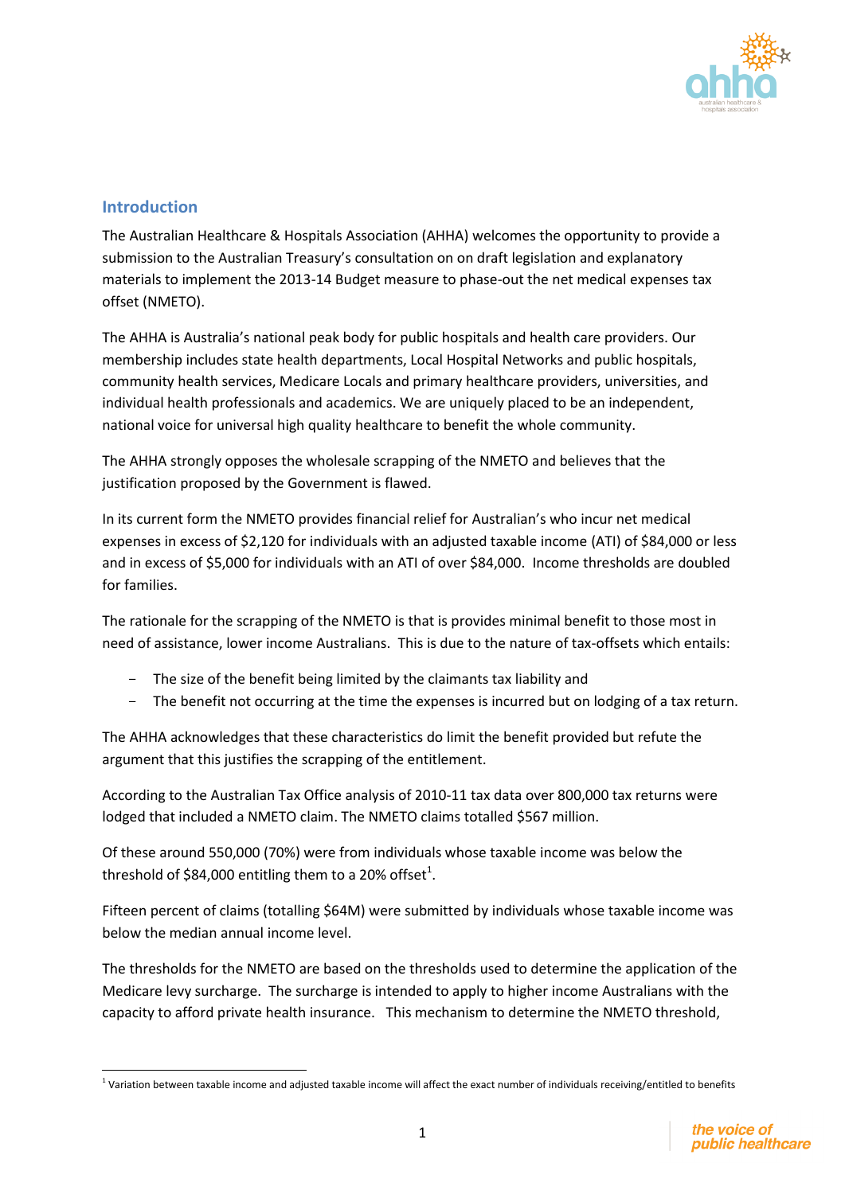## Introduction

The Australian Healthcare & Hospitals Association (AHHA) welcomes the opportunity to provide a submission to the Australian Treasury's consultation on on draft legislation and explanatory materials to implement the 2013-14 Budget measure to phase-out the net medical expenses tax offset (NMETO).

The AHHA is Australia's national peak body for public hospitals and health care providers. Our membership includes state health departments, Local Hospital Networks and public hospitals, community health services, Medicare Locals and primary healthcare providers, universities, and individual health professionals and academics. We are uniquely placed to be an independent, national voice for universal high quality healthcare to benefit the whole community.

The AHHA strongly opposes the wholesale scrapping of the NMETO and believes that the justification proposed by the Government is flawed.

In its current form the NMETO provides financial relief for Australian's who incur net medical expenses in excess of $2,120 for individuals with an adjusted taxable income (ATI) of $84,000 or less and in excess of $5,000 for individuals with an ATI of over $84,000. Income thresholds are doubled for families.

The rationale for the scrapping of the NMETO is that is provides minimal benefit to those most in need of assistance, lower income Australians. This is due to the nature of tax-offsets which entails:

- The size of the benefit being limited by the claimants tax liability and
- The benefit not occurring at the time the expenses is incurred but on lodging of a tax return.

The AHHA acknowledges that these characteristics do limit the benefit provided but refute the argument that this justifies the scrapping of the entitlement.

According to the Australian Tax Office analysis of 2010-11 tax data over 800,000 tax returns were lodged that included a NMETO claim. The NMETO claims totalled $567 million.

Of these around 550,000 (70%) were from individuals whose taxable income was below the threshold of $84,000 entitling them to a 20% offset[1].

Fifteen percent of claims (totalling $64M) were submitted by individuals whose taxable income was below the median annual income level.

The thresholds for the NMETO are based on the thresholds used to determine the application of the Medicare levy surcharge. The surcharge is intended to apply to higher income Australians with the capacity to afford private health insurance. This mechanism to determine the NMETO threshold,

[1] Variation between taxable income and adjusted taxable income will affect the exact number of individuals receiving/entitled to benefits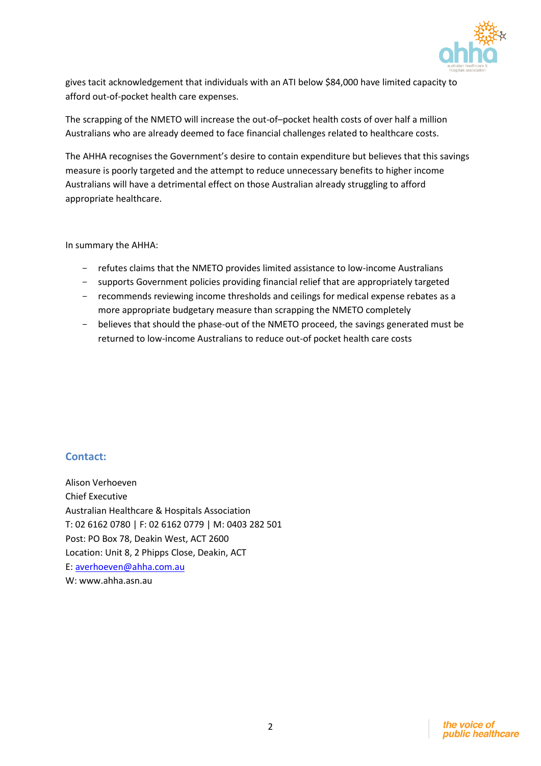gives tacit acknowledgement that individuals with an ATI below $84,000 have limited capacity to afford out-of-pocket health care expenses.

The scrapping of the NMETO will increase the out-of–pocket health costs of over half a million Australians who are already deemed to face financial challenges related to healthcare costs.

The AHHA recognises the Government's desire to contain expenditure but believes that this savings measure is poorly targeted and the attempt to reduce unnecessary benefits to higher income Australians will have a detrimental effect on those Australian already struggling to afford appropriate healthcare.

In summary the AHHA:

- refutes claims that the NMETO provides limited assistance to low-income Australians
- supports Government policies providing financial relief that are appropriately targeted
- recommends reviewing income thresholds and ceilings for medical expense rebates as a more appropriate budgetary measure than scrapping the NMETO completely
- believes that should the phase-out of the NMETO proceed, the savings generated must be returned to low-income Australians to reduce out-of pocket health care costs

## Contact:

Alison Verhoeven
Chief Executive
Australian Healthcare & Hospitals Association
T: 02 6162 0780 | F: 02 6162 0779 | M: 0403 282 501
Post: PO Box 78, Deakin West, ACT 2600
Location: Unit 8, 2 Phipps Close, Deakin, ACT
E: averhoeven@ahha.com.au
W: www.ahha.asn.au